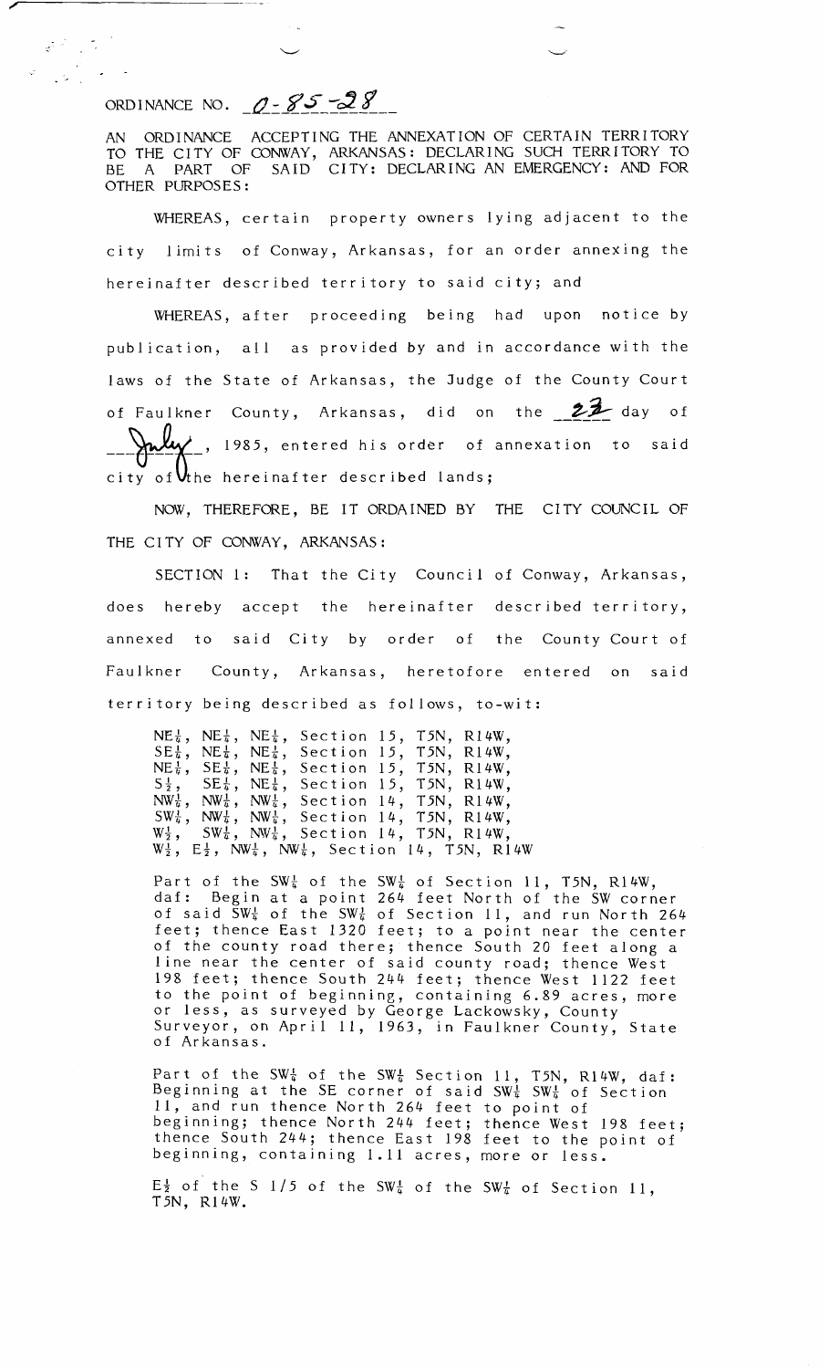ORDINANCE NO. *O-85-28*

AN ORDINANCE ACCEPTING THE ANNEXATION OF CERTAIN TERRITORY TO THE CITY OF CONWAY, ARKANSAS: DECLARING SUCH TERRITORY TO BE A PART OF SAID CITY: DECLARING AN EMERGENCY: AND FOR OTHER PURPOSES:

WHEREAS, certain property owners lying adjacent to the city limits of Conway, Arkansas, for an order annexing the hereinafter described territory to said city; and

WHEREAS, after proceeding being had upon notice by publication, all as provided by and in accordance with the laws of the State of Arkansas, the Judge of the County Court of Faulkner County, Arkansas, did on the *23* day of *July*, 1985, entered his order of annexation to said city of the hereinafter described lands;

NOW, THEREFORE, BE IT ORDAINED BY THE CITY COUNCIL OF THE CITY OF CONWAY, ARKANSAS:

SECTION 1: That the City Council of Conway, Arkansas, does hereby accept the hereinafter described territory, annexed to said City by order of the County Court of Faulkner County, Arkansas, heretofore entered on said territory being described as follows, to-wit:

NE¼, NE¼, NE¼, Section 15, T5N, R14W,
SE¼, NE¼, NE¼, Section 15, T5N, R14W,
NE¼, SE¼, NE¼, Section 15, T5N, R14W,
S½, SE¼, NE¼, Section 15, T5N, R14W,
NW¼, NW¼, NW¼, Section 14, T5N, R14W,
SW¼, NW¼, NW¼, Section 14, T5N, R14W,
W½, SW¼, NW¼, Section 14, T5N, R14W,
W½, E½, NW¼, NW¼, Section 14, T5N, R14W

Part of the SW¼ of the SW¼ of Section 11, T5N, R14W, daf: Begin at a point 264 feet North of the SW corner of said SW¼ of the SW¼ of Section 11, and run North 264 feet; thence East 1320 feet; to a point near the center of the county road there; thence South 20 feet along a line near the center of said county road; thence West 198 feet; thence South 244 feet; thence West 1122 feet to the point of beginning, containing 6.89 acres, more or less, as surveyed by George Lackowsky, County Surveyor, on April 11, 1963, in Faulkner County, State of Arkansas.

Part of the SW¼ of the SW¼ Section 11, T5N, R14W, daf: Beginning at the SE corner of said SW¼ SW¼ of Section 11, and run thence North 264 feet to point of beginning; thence North 244 feet; thence West 198 feet; thence South 244; thence East 198 feet to the point of beginning, containing 1.11 acres, more or less.

E½ of the S 1/5 of the SW¼ of the SW¼ of Section 11, T5N, R14W.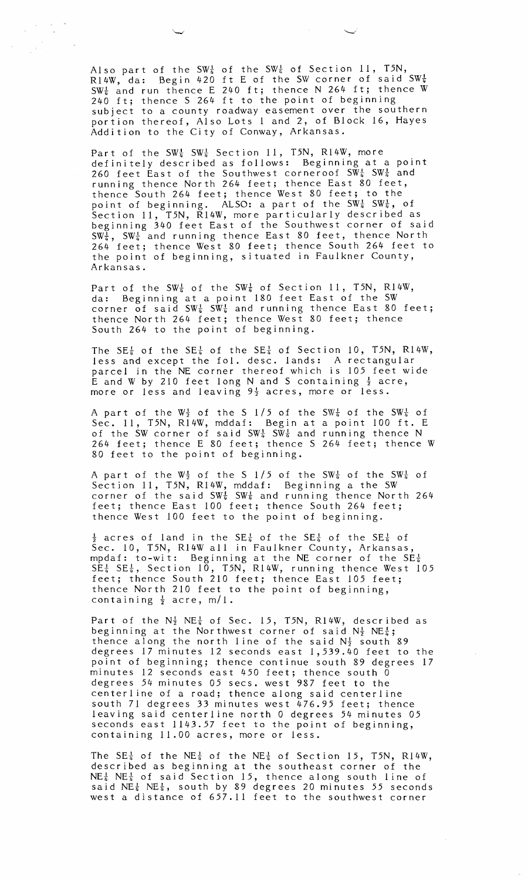Also part of the $SW\frac{1}{4}$ of the $SW\frac{1}{4}$ of Section 11, T5N, R14W, da: Begin 420 ft E of the SW corner of said $SW\frac{1}{4}$ $SW\frac{1}{4}$ and run thence E 240 ft; thence N 264 ft; thence W 240 ft; thence S 264 ft to the point of beginning subject to a county roadway easement over the southern portion thereof, Also Lots 1 and 2, of Block 16, Hayes Addition to the City of Conway, Arkansas.

Part of the $SW\frac{1}{4}$ $SW\frac{1}{4}$ Section 11, T5N, R14W, more definitely described as follows: Beginning at a point 260 feet East of the Southwest corneroof $SW\frac{1}{4}$ $SW\frac{1}{4}$ and running thence North 264 feet; thence East 80 feet, thence South 264 feet; thence West 80 feet; to the point of beginning. ALSO: a part of the $SW\frac{1}{4}$ $SW\frac{1}{4}$, of Section 11, T5N, R14W, more particularly described as beginning 340 feet East of the Southwest corner of said $SW\frac{1}{4}$, $SW\frac{1}{4}$ and running thence East 80 feet, thence North 264 feet; thence West 80 feet; thence South 264 feet to the point of beginning, situated in Faulkner County, Arkansas.

Part of the $SW\frac{1}{4}$ of the $SW\frac{1}{4}$ of Section 11, T5N, R14W, da: Beginning at a point 180 feet East of the SW corner of said $SW\frac{1}{4}$ $SW\frac{1}{4}$ and running thence East 80 feet; thence North 264 feet; thence West 80 feet; thence South 264 to the point of beginning.

The $SE\frac{1}{4}$ of the $SE\frac{1}{4}$ of the $SE\frac{1}{4}$ of Section 10, T5N, R14W, less and except the fol. desc. lands: A rectangular parcel in the NE corner thereof which is 105 feet wide E and W by 210 feet long N and S containing $\frac{1}{2}$ acre, more or less and leaving $9\frac{1}{2}$ acres, more or less.

A part of the $W\frac{1}{2}$ of the S 1/5 of the $SW\frac{1}{4}$ of the $SW\frac{1}{4}$ of Sec. 11, T5N, R14W, mddaf: Begin at a point 100 ft. E of the SW corner of said $SW\frac{1}{4}$ $SW\frac{1}{4}$ and running thence N 264 feet; thence E 80 feet; thence S 264 feet; thence W 80 feet to the point of beginning.

A part of the $W\frac{1}{2}$ of the S 1/5 of the $SW\frac{1}{4}$ of the $SW\frac{1}{4}$ of Section 11, T5N, R14W, mddaf: Beginning a the SW corner of the said $SW\frac{1}{4}$ $SW\frac{1}{4}$ and running thence North 264 feet; thence East 100 feet; thence South 264 feet; thence West 100 feet to the point of beginning.

$\frac{1}{2}$ acres of land in the $SE\frac{1}{4}$ of the $SE\frac{1}{4}$ of the $SE\frac{1}{4}$ of Sec. 10, T5N, R14W all in Faulkner County, Arkansas, mpdaf: to-wit: Beginning at the NE corner of the $SE\frac{1}{4}$ $SE\frac{1}{4}$ $SE\frac{1}{4}$, Section 10, T5N, R14W, running thence West 105 feet; thence South 210 feet; thence East 105 feet; thence North 210 feet to the point of beginning, containing $\frac{1}{2}$ acre, m/l.

Part of the $N\frac{1}{2}$ $NE\frac{1}{4}$ of Sec. 15, T5N, R14W, described as beginning at the Northwest corner of said $N\frac{1}{2}$ $NE\frac{1}{4}$; thence along the north line of the said $N\frac{1}{2}$ south 89 degrees 17 minutes 12 seconds east 1,539.40 feet to the point of beginning; thence continue south 89 degrees 17 minutes 12 seconds east 450 feet; thence south 0 degrees 54 minutes 05 secs. west 987 feet to the centerline of a road; thence along said centerline south 71 degrees 33 minutes west 476.95 feet; thence leaving said centerline north 0 degrees 54 minutes 05 seconds east 1143.57 feet to the point of beginning, containing 11.00 acres, more or less.

The $SE\frac{1}{4}$ of the $NE\frac{1}{4}$ of the $NE\frac{1}{4}$ of Section 15, T5N, R14W, described as beginning at the southeast corner of the $NE\frac{1}{4}$ $NE\frac{1}{4}$ of said Section 15, thence along south line of said $NE\frac{1}{4}$ $NE\frac{1}{4}$, south by 89 degrees 20 minutes 55 seconds west a distance of 657.11 feet to the southwest corner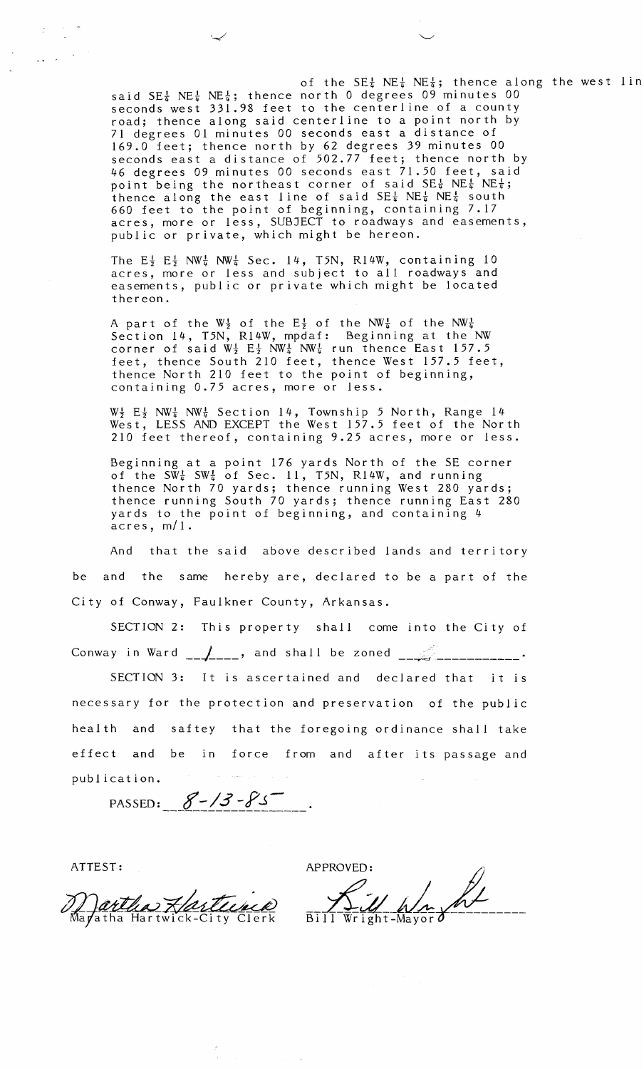of the SE¼ NE¼ NE¼; thence along the west lin said SE¼ NE¼ NE¼; thence north 0 degrees 09 minutes 00 seconds west 331.98 feet to the centerline of a county road; thence along said centerline to a point north by 71 degrees 01 minutes 00 seconds east a distance of 169.0 feet; thence north by 62 degrees 39 minutes 00 seconds east a distance of 502.77 feet; thence north by 46 degrees 09 minutes 00 seconds east 71.50 feet, said point being the northeast corner of said SE¼ NE¼ NE¼; thence along the east line of said SE¼ NE¼ NE¼ south 660 feet to the point of beginning, containing 7.17 acres, more or less, SUBJECT to roadways and easements, public or private, which might be hereon.

The E½ E½ NW¼ NW¼ Sec. 14, T5N, R14W, containing 10 acres, more or less and subject to all roadways and easements, public or private which might be located thereon.

A part of the W½ of the E½ of the NW¼ of the NW¼ Section 14, T5N, R14W, mpdaf: Beginning at the NW corner of said W½ E½ NW¼ NW¼ run thence East 157.5 feet, thence South 210 feet, thence West 157.5 feet, thence North 210 feet to the point of beginning, containing 0.75 acres, more or less.

W½ E½ NW¼ NW¼ Section 14, Township 5 North, Range 14 West, LESS AND EXCEPT the West 157.5 feet of the North 210 feet thereof, containing 9.25 acres, more or less.

Beginning at a point 176 yards North of the SE corner of the SW¼ SW¼ of Sec. 11, T5N, R14W, and running thence North 70 yards; thence running West 280 yards; thence running South 70 yards; thence running East 280 yards to the point of beginning, and containing 4 acres, m/l.

And that the said above described lands and territory be and the same hereby are, declared to be a part of the City of Conway, Faulkner County, Arkansas.

SECTION 2: This property shall come into the City of Conway in Ward __1__, and shall be zoned ____________.

SECTION 3: It is ascertained and declared that it is necessary for the protection and preservation of the public health and saftey that the foregoing ordinance shall take effect and be in force from and after its passage and publication.

PASSED: 8-13-85.

ATTEST:

Martha Hartwick
Marjatha Hartwick-City Clerk

APPROVED:

Bill Wright
Bill Wright-Mayor